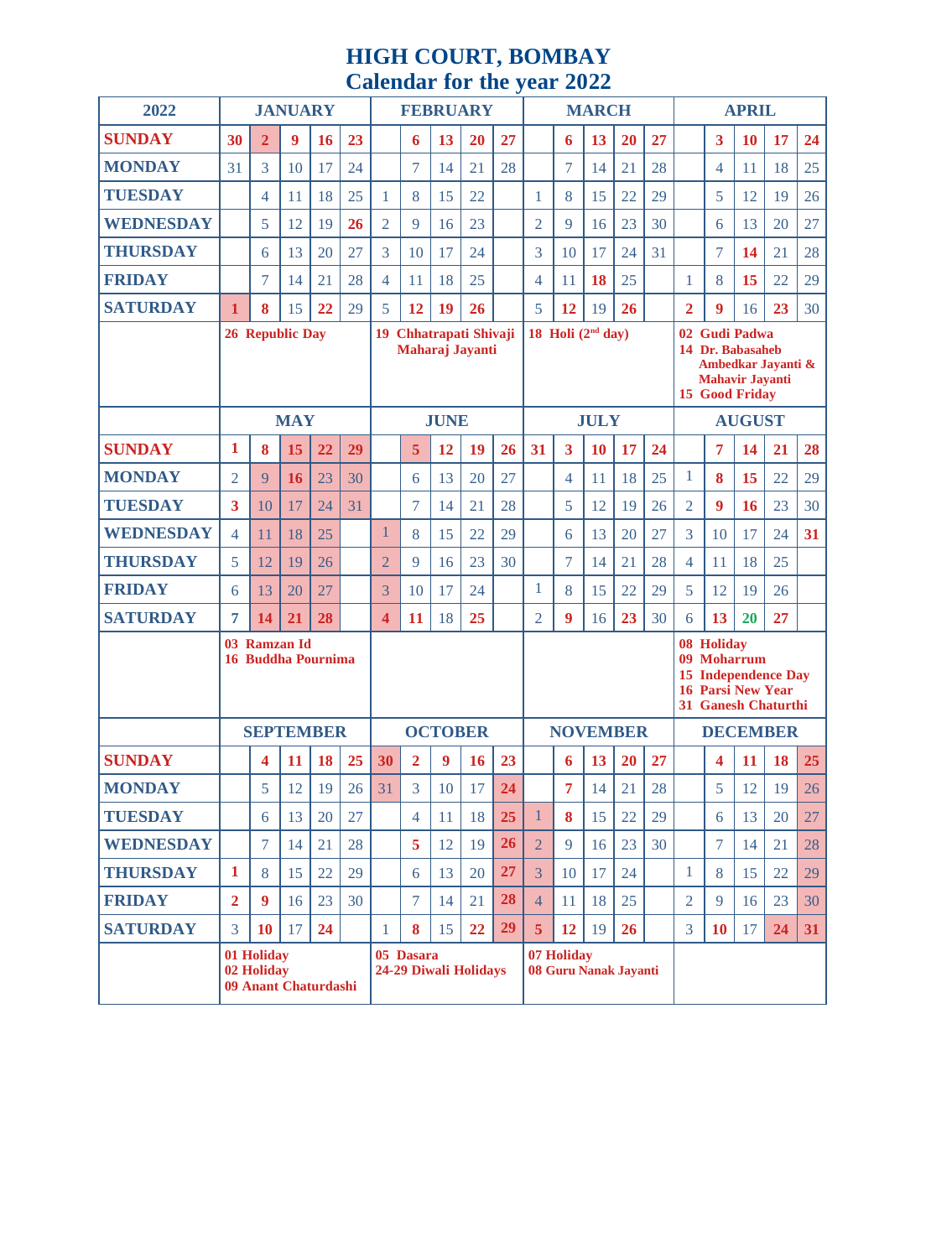# HIGH COURT, BOMBAY

## Calendar for the year 2022

| 2022 | JANUARY | | | | | FEBRUARY | | | | | MARCH | | | | | APRIL | | | | |
|---|---|---|---|---|---|---|---|---|---|---|---|---|---|---|---|---|---|---|---|---|
| SUNDAY | 30 | 2 | 9 | 16 | 23 | | 6 | 13 | 20 | 27 | | 6 | 13 | 20 | 27 | | 3 | 10 | 17 | 24 |
| MONDAY | 31 | 3 | 10 | 17 | 24 | | 7 | 14 | 21 | 28 | | 7 | 14 | 21 | 28 | | 4 | 11 | 18 | 25 |
| TUESDAY | | 4 | 11 | 18 | 25 | 1 | 8 | 15 | 22 | | 1 | 8 | 15 | 22 | 29 | | 5 | 12 | 19 | 26 |
| WEDNESDAY | | 5 | 12 | 19 | 26 | 2 | 9 | 16 | 23 | | 2 | 9 | 16 | 23 | 30 | | 6 | 13 | 20 | 27 |
| THURSDAY | | 6 | 13 | 20 | 27 | 3 | 10 | 17 | 24 | | 3 | 10 | 17 | 24 | 31 | | 7 | 14 | 21 | 28 |
| FRIDAY | | 7 | 14 | 21 | 28 | 4 | 11 | 18 | 25 | | 4 | 11 | 18 | 25 | | 1 | 8 | 15 | 22 | 29 |
| SATURDAY | 1 | 8 | 15 | 22 | 29 | 5 | 12 | 19 | 26 | | 5 | 12 | 19 | 26 | | 2 | 9 | 16 | 23 | 30 |
| | 26 Republic Day | | | | | 19 Chhatrapati Shivaji Maharaj Jayanti | | | | | 18 Holi (2nd day) | | | | | 02 Gudi Padwa; 14 Dr. Babasaheb Ambedkar Jayanti & Mahavir Jayanti; 15 Good Friday | | | | |
| | MAY | | | | | JUNE | | | | | JULY | | | | | AUGUST | | | | |
| SUNDAY | 1 | 8 | 15 | 22 | 29 | | 5 | 12 | 19 | 26 | 31 | 3 | 10 | 17 | 24 | | 7 | 14 | 21 | 28 |
| MONDAY | 2 | 9 | 16 | 23 | 30 | | 6 | 13 | 20 | 27 | | 4 | 11 | 18 | 25 | 1 | 8 | 15 | 22 | 29 |
| TUESDAY | 3 | 10 | 17 | 24 | 31 | | 7 | 14 | 21 | 28 | | 5 | 12 | 19 | 26 | 2 | 9 | 16 | 23 | 30 |
| WEDNESDAY | 4 | 11 | 18 | 25 | | 1 | 8 | 15 | 22 | 29 | | 6 | 13 | 20 | 27 | 3 | 10 | 17 | 24 | 31 |
| THURSDAY | 5 | 12 | 19 | 26 | | 2 | 9 | 16 | 23 | 30 | | 7 | 14 | 21 | 28 | 4 | 11 | 18 | 25 | |
| FRIDAY | 6 | 13 | 20 | 27 | | 3 | 10 | 17 | 24 | | 1 | 8 | 15 | 22 | 29 | 5 | 12 | 19 | 26 | |
| SATURDAY | 7 | 14 | 21 | 28 | | 4 | 11 | 18 | 25 | | 2 | 9 | 16 | 23 | 30 | 6 | 13 | 20 | 27 | |
| | 03 Ramzan Id; 16 Buddha Pournima | | | | | | | | | | | | | | | 08 Holiday; 09 Moharrum; 15 Independence Day; 16 Parsi New Year; 31 Ganesh Chaturthi | | | | |
| | SEPTEMBER | | | | | OCTOBER | | | | | NOVEMBER | | | | | DECEMBER | | | | |
| SUNDAY | | 4 | 11 | 18 | 25 | 30 | 2 | 9 | 16 | 23 | | 6 | 13 | 20 | 27 | | 4 | 11 | 18 | 25 |
| MONDAY | | 5 | 12 | 19 | 26 | 31 | 3 | 10 | 17 | 24 | | 7 | 14 | 21 | 28 | | 5 | 12 | 19 | 26 |
| TUESDAY | | 6 | 13 | 20 | 27 | | 4 | 11 | 18 | 25 | 1 | 8 | 15 | 22 | 29 | | 6 | 13 | 20 | 27 |
| WEDNESDAY | | 7 | 14 | 21 | 28 | | 5 | 12 | 19 | 26 | 2 | 9 | 16 | 23 | 30 | | 7 | 14 | 21 | 28 |
| THURSDAY | 1 | 8 | 15 | 22 | 29 | | 6 | 13 | 20 | 27 | 3 | 10 | 17 | 24 | | 1 | 8 | 15 | 22 | 29 |
| FRIDAY | 2 | 9 | 16 | 23 | 30 | | 7 | 14 | 21 | 28 | 4 | 11 | 18 | 25 | | 2 | 9 | 16 | 23 | 30 |
| SATURDAY | 3 | 10 | 17 | 24 | | 1 | 8 | 15 | 22 | 29 | 5 | 12 | 19 | 26 | | 3 | 10 | 17 | 24 | 31 |
| | 01 Holiday; 02 Holiday; 09 Anant Chaturdashi | | | | | 05 Dasara; 24-29 Diwali Holidays | | | | | 07 Holiday; 08 Guru Nanak Jayanti | | | | | | | | | |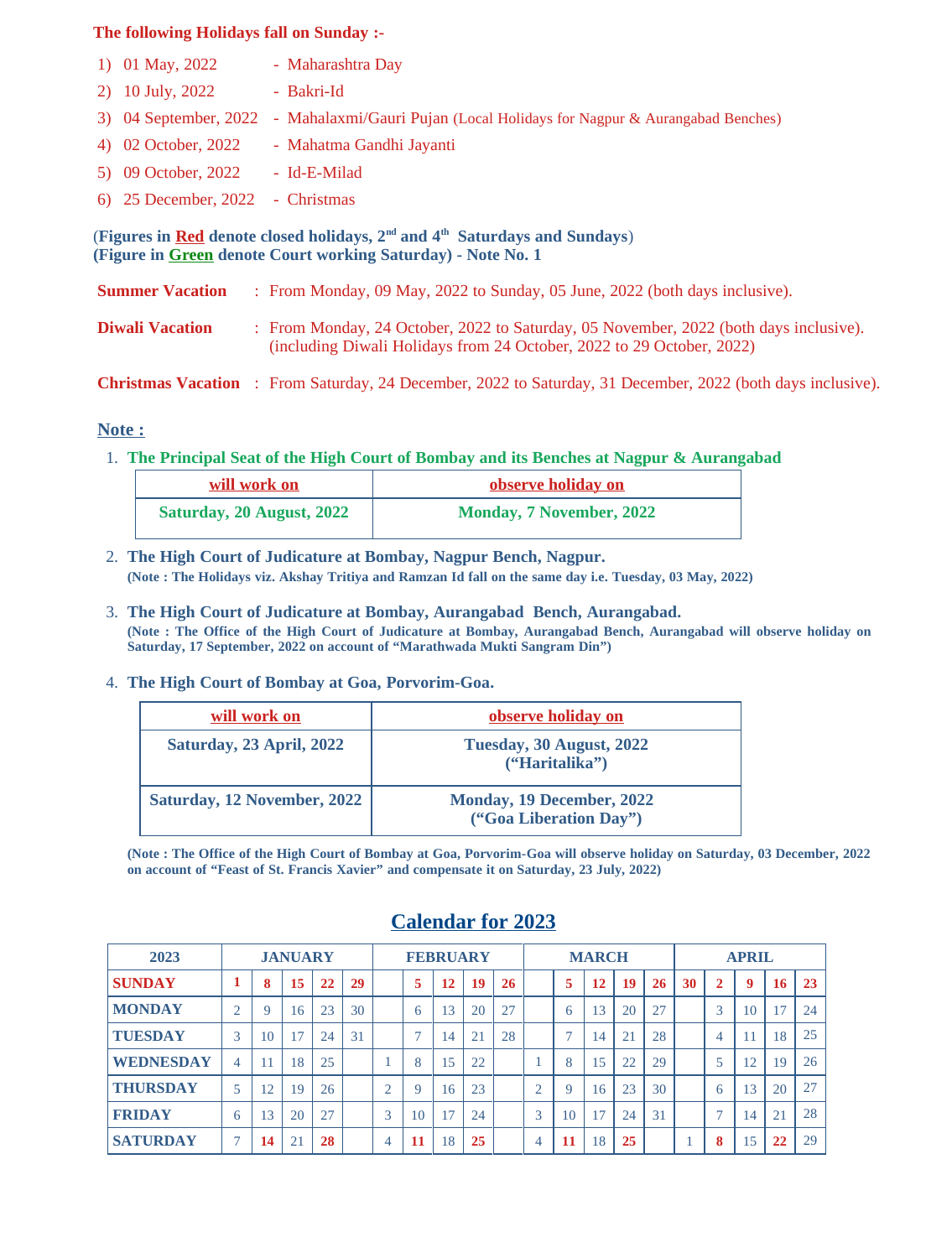**The following Holidays fall on Sunday :-**

1) 01 May, 2022 - Maharashtra Day
2) 10 July, 2022 - Bakri-Id
3) 04 September, 2022 - Mahalaxmi/Gauri Pujan (Local Holidays for Nagpur & Aurangabad Benches)
4) 02 October, 2022 - Mahatma Gandhi Jayanti
5) 09 October, 2022 - Id-E-Milad
6) 25 December, 2022 - Christmas

**(Figures in Red denote closed holidays, 2nd and 4th Saturdays and Sundays)**
**(Figure in Green denote Court working Saturday) - Note No. 1**

**Summer Vacation** : From Monday, 09 May, 2022 to Sunday, 05 June, 2022 (both days inclusive).

**Diwali Vacation** : From Monday, 24 October, 2022 to Saturday, 05 November, 2022 (both days inclusive). (including Diwali Holidays from 24 October, 2022 to 29 October, 2022)

**Christmas Vacation** : From Saturday, 24 December, 2022 to Saturday, 31 December, 2022 (both days inclusive).

**Note :**

1. **The Principal Seat of the High Court of Bombay and its Benches at Nagpur & Aurangabad**

| will work on | observe holiday on |
|---|---|
| Saturday, 20 August, 2022 | Monday, 7 November, 2022 |

2. **The High Court of Judicature at Bombay, Nagpur Bench, Nagpur.**
   **(Note : The Holidays viz. Akshay Tritiya and Ramzan Id fall on the same day i.e. Tuesday, 03 May, 2022)**

3. **The High Court of Judicature at Bombay, Aurangabad Bench, Aurangabad.**
   **(Note : The Office of the High Court of Judicature at Bombay, Aurangabad Bench, Aurangabad will observe holiday on Saturday, 17 September, 2022 on account of "Marathwada Mukti Sangram Din")**

4. **The High Court of Bombay at Goa, Porvorim-Goa.**

| will work on | observe holiday on |
|---|---|
| Saturday, 23 April, 2022 | Tuesday, 30 August, 2022 ("Haritalika") |
| Saturday, 12 November, 2022 | Monday, 19 December, 2022 ("Goa Liberation Day") |

**(Note : The Office of the High Court of Bombay at Goa, Porvorim-Goa will observe holiday on Saturday, 03 December, 2022 on account of "Feast of St. Francis Xavier" and compensate it on Saturday, 23 July, 2022)**

## Calendar for 2023

| 2023 | JANUARY | | | | | FEBRUARY | | | | | MARCH | | | | | APRIL | | | | |
|---|---|---|---|---|---|---|---|---|---|---|---|---|---|---|---|---|---|---|---|---|
| SUNDAY | 1 | 8 | 15 | 22 | 29 | | 5 | 12 | 19 | 26 | | 5 | 12 | 19 | 26 | 30 | 2 | 9 | 16 | 23 |
| MONDAY | 2 | 9 | 16 | 23 | 30 | | 6 | 13 | 20 | 27 | | 6 | 13 | 20 | 27 | | 3 | 10 | 17 | 24 |
| TUESDAY | 3 | 10 | 17 | 24 | 31 | | 7 | 14 | 21 | 28 | | 7 | 14 | 21 | 28 | | 4 | 11 | 18 | 25 |
| WEDNESDAY | 4 | 11 | 18 | 25 | | 1 | 8 | 15 | 22 | | 1 | 8 | 15 | 22 | 29 | | 5 | 12 | 19 | 26 |
| THURSDAY | 5 | 12 | 19 | 26 | | 2 | 9 | 16 | 23 | | 2 | 9 | 16 | 23 | 30 | | 6 | 13 | 20 | 27 |
| FRIDAY | 6 | 13 | 20 | 27 | | 3 | 10 | 17 | 24 | | 3 | 10 | 17 | 24 | 31 | | 7 | 14 | 21 | 28 |
| SATURDAY | 7 | 14 | 21 | 28 | | 4 | 11 | 18 | 25 | | 4 | 11 | 18 | 25 | | 1 | 8 | 15 | 22 | 29 |